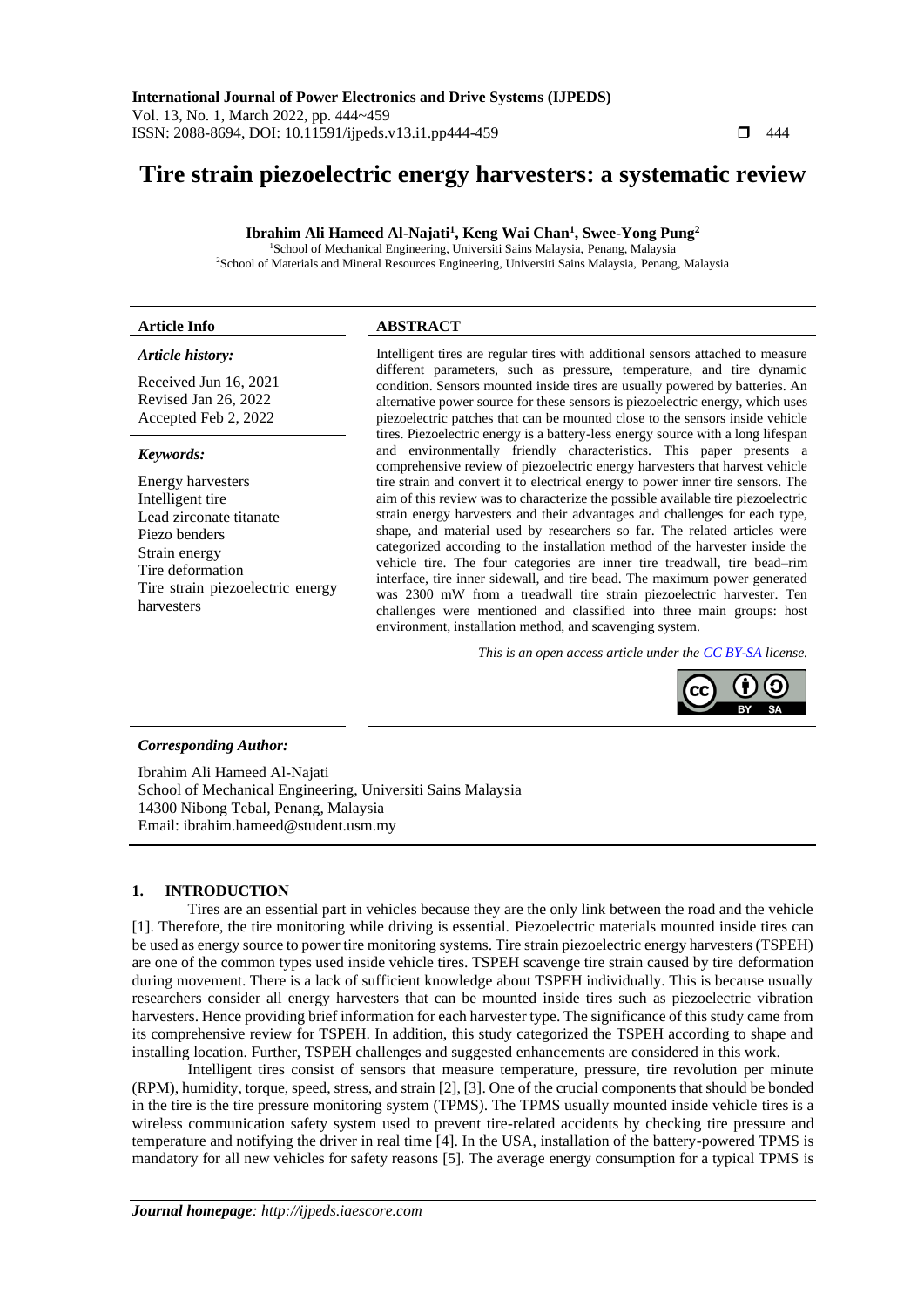# Tire strain piezoelectric energy harvesters: a systematic review

**Ibrahim Ali Hameed Al-Najati[1], Keng Wai Chan[1], Swee-Yong Pung[2]**

[1]School of Mechanical Engineering, Universiti Sains Malaysia, Penang, Malaysia
[2]School of Materials and Mineral Resources Engineering, Universiti Sains Malaysia, Penang, Malaysia

**Article Info**

*Article history:*

Received Jun 16, 2021
Revised Jan 26, 2022
Accepted Feb 2, 2022

*Keywords:*

Energy harvesters
Intelligent tire
Lead zirconate titanate
Piezo benders
Strain energy
Tire deformation
Tire strain piezoelectric energy harvesters

**ABSTRACT**

Intelligent tires are regular tires with additional sensors attached to measure different parameters, such as pressure, temperature, and tire dynamic condition. Sensors mounted inside tires are usually powered by batteries. An alternative power source for these sensors is piezoelectric energy, which uses piezoelectric patches that can be mounted close to the sensors inside vehicle tires. Piezoelectric energy is a battery-less energy source with a long lifespan and environmentally friendly characteristics. This paper presents a comprehensive review of piezoelectric energy harvesters that harvest vehicle tire strain and convert it to electrical energy to power inner tire sensors. The aim of this review was to characterize the possible available tire piezoelectric strain energy harvesters and their advantages and challenges for each type, shape, and material used by researchers so far. The related articles were categorized according to the installation method of the harvester inside the vehicle tire. The four categories are inner tire treadwall, tire bead–rim interface, tire inner sidewall, and tire bead. The maximum power generated was 2300 mW from a treadwall tire strain piezoelectric harvester. Ten challenges were mentioned and classified into three main groups: host environment, installation method, and scavenging system.

*This is an open access article under the CC BY-SA license.*

***Corresponding Author:***

Ibrahim Ali Hameed Al-Najati
School of Mechanical Engineering, Universiti Sains Malaysia
14300 Nibong Tebal, Penang, Malaysia
Email: ibrahim.hameed@student.usm.my

## 1. INTRODUCTION

Tires are an essential part in vehicles because they are the only link between the road and the vehicle [1]. Therefore, the tire monitoring while driving is essential. Piezoelectric materials mounted inside tires can be used as energy source to power tire monitoring systems. Tire strain piezoelectric energy harvesters (TSPEH) are one of the common types used inside vehicle tires. TSPEH scavenge tire strain caused by tire deformation during movement. There is a lack of sufficient knowledge about TSPEH individually. This is because usually researchers consider all energy harvesters that can be mounted inside tires such as piezoelectric vibration harvesters. Hence providing brief information for each harvester type. The significance of this study came from its comprehensive review for TSPEH. In addition, this study categorized the TSPEH according to shape and installing location. Further, TSPEH challenges and suggested enhancements are considered in this work.

Intelligent tires consist of sensors that measure temperature, pressure, tire revolution per minute (RPM), humidity, torque, speed, stress, and strain [2], [3]. One of the crucial components that should be bonded in the tire is the tire pressure monitoring system (TPMS). The TPMS usually mounted inside vehicle tires is a wireless communication safety system used to prevent tire-related accidents by checking tire pressure and temperature and notifying the driver in real time [4]. In the USA, installation of the battery-powered TPMS is mandatory for all new vehicles for safety reasons [5]. The average energy consumption for a typical TPMS is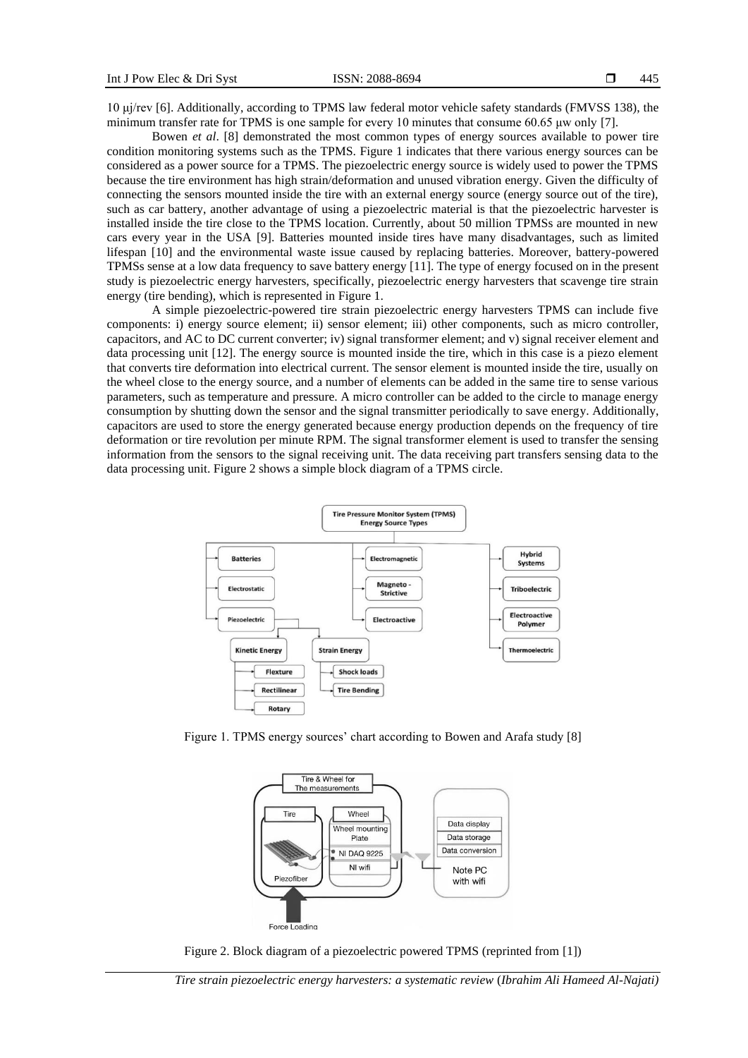10 μj/rev [6]. Additionally, according to TPMS law federal motor vehicle safety standards (FMVSS 138), the minimum transfer rate for TPMS is one sample for every 10 minutes that consume 60.65 μw only [7].

Bowen *et al*. [8] demonstrated the most common types of energy sources available to power tire condition monitoring systems such as the TPMS. Figure 1 indicates that there various energy sources can be considered as a power source for a TPMS. The piezoelectric energy source is widely used to power the TPMS because the tire environment has high strain/deformation and unused vibration energy. Given the difficulty of connecting the sensors mounted inside the tire with an external energy source (energy source out of the tire), such as car battery, another advantage of using a piezoelectric material is that the piezoelectric harvester is installed inside the tire close to the TPMS location. Currently, about 50 million TPMSs are mounted in new cars every year in the USA [9]. Batteries mounted inside tires have many disadvantages, such as limited lifespan [10] and the environmental waste issue caused by replacing batteries. Moreover, battery-powered TPMSs sense at a low data frequency to save battery energy [11]. The type of energy focused on in the present study is piezoelectric energy harvesters, specifically, piezoelectric energy harvesters that scavenge tire strain energy (tire bending), which is represented in Figure 1.

A simple piezoelectric-powered tire strain piezoelectric energy harvesters TPMS can include five components: i) energy source element; ii) sensor element; iii) other components, such as micro controller, capacitors, and AC to DC current converter; iv) signal transformer element; and v) signal receiver element and data processing unit [12]. The energy source is mounted inside the tire, which in this case is a piezo element that converts tire deformation into electrical current. The sensor element is mounted inside the tire, usually on the wheel close to the energy source, and a number of elements can be added in the same tire to sense various parameters, such as temperature and pressure. A micro controller can be added to the circle to manage energy consumption by shutting down the sensor and the signal transmitter periodically to save energy. Additionally, capacitors are used to store the energy generated because energy production depends on the frequency of tire deformation or tire revolution per minute RPM. The signal transformer element is used to transfer the sensing information from the sensors to the signal receiving unit. The data receiving part transfers sensing data to the data processing unit. Figure 2 shows a simple block diagram of a TPMS circle.

Figure 1. TPMS energy sources' chart according to Bowen and Arafa study [8]

Figure 2. Block diagram of a piezoelectric powered TPMS (reprinted from [1])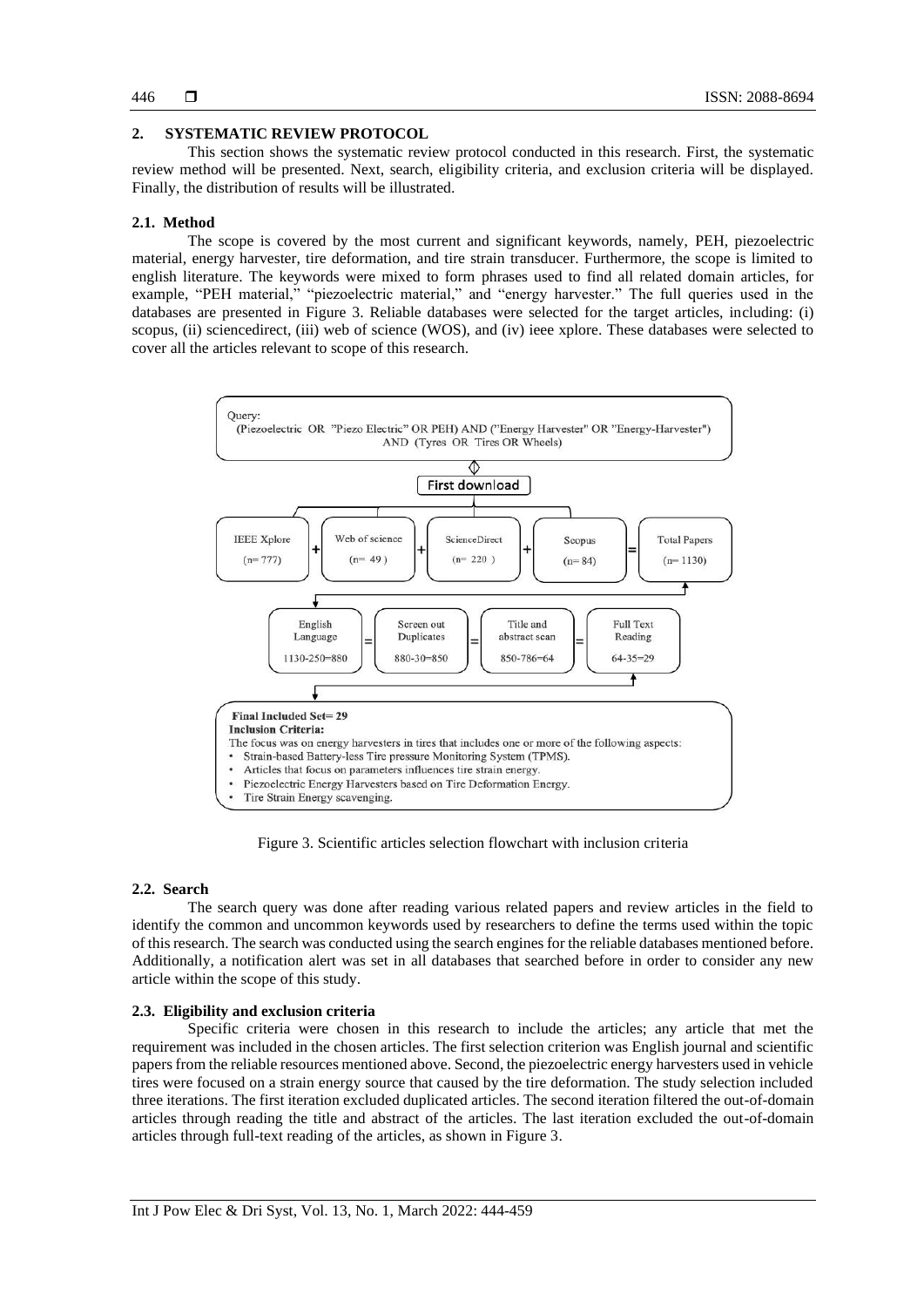## 2. SYSTEMATIC REVIEW PROTOCOL

This section shows the systematic review protocol conducted in this research. First, the systematic review method will be presented. Next, search, eligibility criteria, and exclusion criteria will be displayed. Finally, the distribution of results will be illustrated.

### 2.1. Method

The scope is covered by the most current and significant keywords, namely, PEH, piezoelectric material, energy harvester, tire deformation, and tire strain transducer. Furthermore, the scope is limited to english literature. The keywords were mixed to form phrases used to find all related domain articles, for example, "PEH material," "piezoelectric material," and "energy harvester." The full queries used in the databases are presented in Figure 3. Reliable databases were selected for the target articles, including: (i) scopus, (ii) sciencedirect, (iii) web of science (WOS), and (iv) ieee xplore. These databases were selected to cover all the articles relevant to scope of this research.

Query:
(Piezoelectric OR "Piezo Electric" OR PEH) AND ("Energy Harvester" OR "Energy-Harvester") AND (Tyres OR Tires OR Wheels)

First download

IEEE Xplore (n= 777) + Web of science (n= 49) + ScienceDirect (n= 220) + Scopus (n= 84) = Total Papers (n= 1130)

English Language 1130-250=880 = Screen out Duplicates 880-30=850 = Title and abstract scan 850-786=64 = Full Text Reading 64-35=29

**Final Included Set= 29**
**Inclusion Criteria:**
The focus was on energy harvesters in tires that includes one or more of the following aspects:
- Strain-based Battery-less Tire pressure Monitoring System (TPMS).
- Articles that focus on parameters influences tire strain energy.
- Piezoelectric Energy Harvesters based on Tire Deformation Energy.
- Tire Strain Energy scavenging.

Figure 3. Scientific articles selection flowchart with inclusion criteria

### 2.2. Search

The search query was done after reading various related papers and review articles in the field to identify the common and uncommon keywords used by researchers to define the terms used within the topic of this research. The search was conducted using the search engines for the reliable databases mentioned before. Additionally, a notification alert was set in all databases that searched before in order to consider any new article within the scope of this study.

### 2.3. Eligibility and exclusion criteria

Specific criteria were chosen in this research to include the articles; any article that met the requirement was included in the chosen articles. The first selection criterion was English journal and scientific papers from the reliable resources mentioned above. Second, the piezoelectric energy harvesters used in vehicle tires were focused on a strain energy source that caused by the tire deformation. The study selection included three iterations. The first iteration excluded duplicated articles. The second iteration filtered the out-of-domain articles through reading the title and abstract of the articles. The last iteration excluded the out-of-domain articles through full-text reading of the articles, as shown in Figure 3.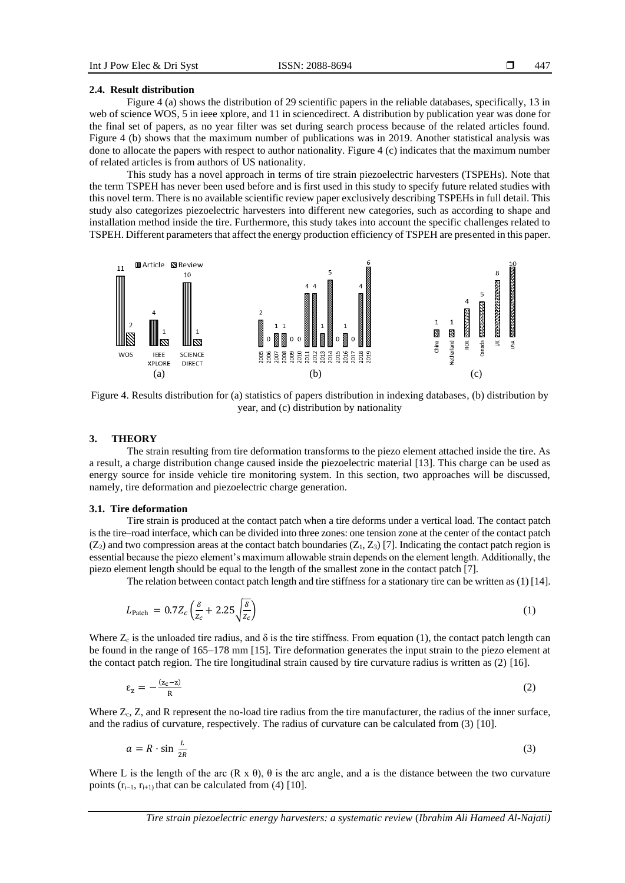### 2.4. Result distribution

Figure 4 (a) shows the distribution of 29 scientific papers in the reliable databases, specifically, 13 in web of science WOS, 5 in ieee xplore, and 11 in sciencedirect. A distribution by publication year was done for the final set of papers, as no year filter was set during search process because of the related articles found. Figure 4 (b) shows that the maximum number of publications was in 2019. Another statistical analysis was done to allocate the papers with respect to author nationality. Figure 4 (c) indicates that the maximum number of related articles is from authors of US nationality.

This study has a novel approach in terms of tire strain piezoelectric harvesters (TSPEHs). Note that the term TSPEH has never been used before and is first used in this study to specify future related studies with this novel term. There is no available scientific review paper exclusively describing TSPEHs in full detail. This study also categorizes piezoelectric harvesters into different new categories, such as according to shape and installation method inside the tire. Furthermore, this study takes into account the specific challenges related to TSPEH. Different parameters that affect the energy production efficiency of TSPEH are presented in this paper.

Figure 4. Results distribution for (a) statistics of papers distribution in indexing databases, (b) distribution by year, and (c) distribution by nationality

## 3. THEORY

The strain resulting from tire deformation transforms to the piezo element attached inside the tire. As a result, a charge distribution change caused inside the piezoelectric material [13]. This charge can be used as energy source for inside vehicle tire monitoring system. In this section, two approaches will be discussed, namely, tire deformation and piezoelectric charge generation.

### 3.1. Tire deformation

Tire strain is produced at the contact patch when a tire deforms under a vertical load. The contact patch is the tire–road interface, which can be divided into three zones: one tension zone at the center of the contact patch ($Z_2$) and two compression areas at the contact batch boundaries ($Z_1$, $Z_3$) [7]. Indicating the contact patch region is essential because the piezo element's maximum allowable strain depends on the element length. Additionally, the piezo element length should be equal to the length of the smallest zone in the contact patch [7].

The relation between contact patch length and tire stiffness for a stationary tire can be written as (1) [14].

$$L_{\text{Patch}} = 0.7Z_c\left(\frac{\delta}{Z_c} + 2.25\sqrt{\frac{\delta}{Z_c}}\right) \tag{1}$$

Where $Z_c$ is the unloaded tire radius, and $\delta$ is the tire stiffness. From equation (1), the contact patch length can be found in the range of 165–178 mm [15]. Tire deformation generates the input strain to the piezo element at the contact patch region. The tire longitudinal strain caused by tire curvature radius is written as (2) [16].

$$\varepsilon_z = -\frac{(z_c - z)}{R} \tag{2}$$

Where $Z_c$, Z, and R represent the no-load tire radius from the tire manufacturer, the radius of the inner surface, and the radius of curvature, respectively. The radius of curvature can be calculated from (3) [10].

$$a = R \cdot \sin\frac{L}{2R} \tag{3}$$

Where L is the length of the arc (R x θ), θ is the arc angle, and a is the distance between the two curvature points ($r_{i-1}$, $r_{i+1}$) that can be calculated from (4) [10].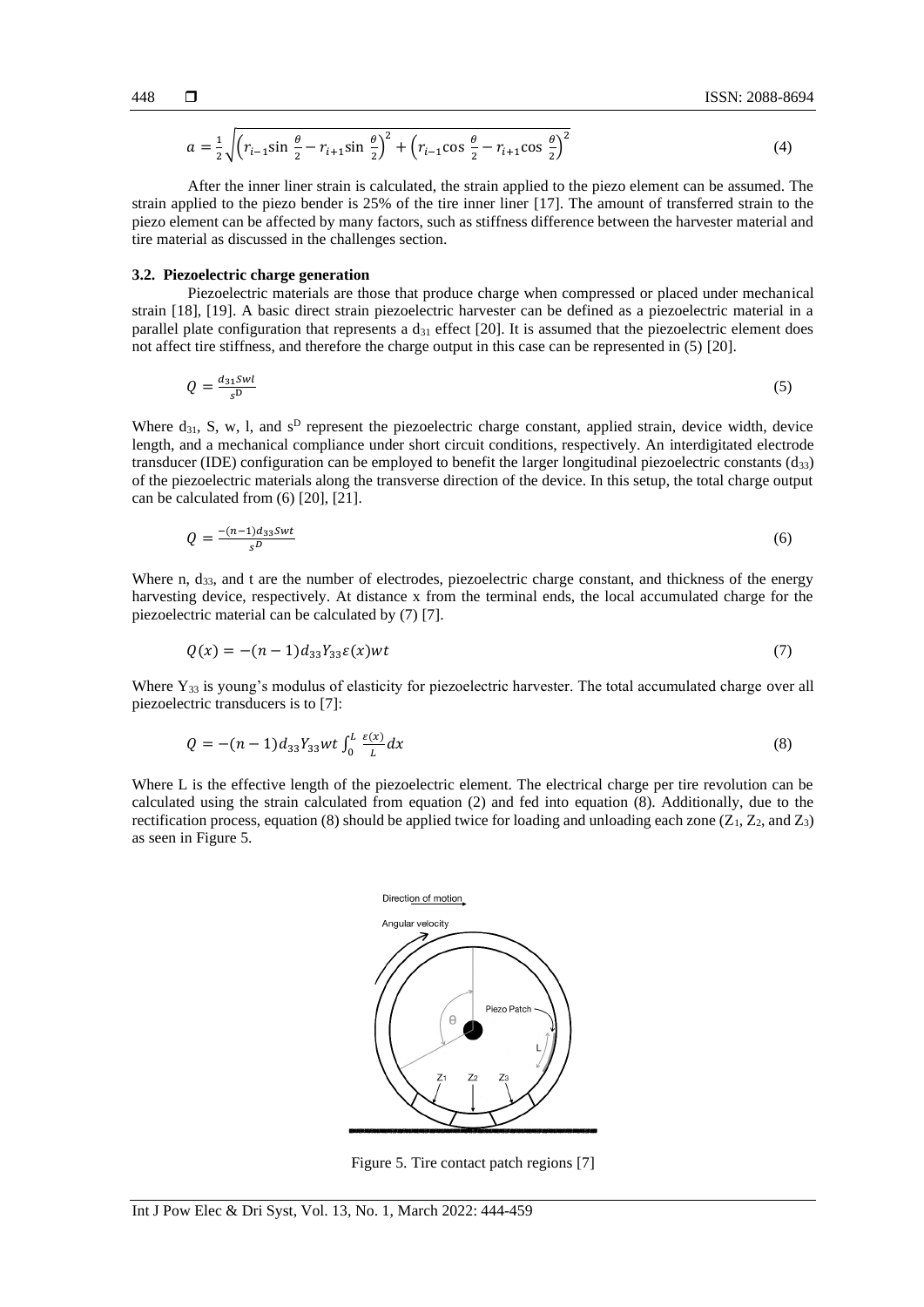$$a = \frac{1}{2}\sqrt{\left(r_{i-1}\sin\frac{\theta}{2} - r_{i+1}\sin\frac{\theta}{2}\right)^2 + \left(r_{i-1}\cos\frac{\theta}{2} - r_{i+1}\cos\frac{\theta}{2}\right)^2} \tag{4}$$

After the inner liner strain is calculated, the strain applied to the piezo element can be assumed. The strain applied to the piezo bender is 25% of the tire inner liner [17]. The amount of transferred strain to the piezo element can be affected by many factors, such as stiffness difference between the harvester material and tire material as discussed in the challenges section.

### 3.2. Piezoelectric charge generation

Piezoelectric materials are those that produce charge when compressed or placed under mechanical strain [18], [19]. A basic direct strain piezoelectric harvester can be defined as a piezoelectric material in a parallel plate configuration that represents a $d_{31}$ effect [20]. It is assumed that the piezoelectric element does not affect tire stiffness, and therefore the charge output in this case can be represented in (5) [20].

$$Q = \frac{d_{31}Swl}{s^{D}} \tag{5}$$

Where $d_{31}$, S, w, l, and $s^D$ represent the piezoelectric charge constant, applied strain, device width, device length, and a mechanical compliance under short circuit conditions, respectively. An interdigitated electrode transducer (IDE) configuration can be employed to benefit the larger longitudinal piezoelectric constants ($d_{33}$) of the piezoelectric materials along the transverse direction of the device. In this setup, the total charge output can be calculated from (6) [20], [21].

$$Q = \frac{-(n-1)d_{33}Swt}{s^{D}} \tag{6}$$

Where n, $d_{33}$, and t are the number of electrodes, piezoelectric charge constant, and thickness of the energy harvesting device, respectively. At distance x from the terminal ends, the local accumulated charge for the piezoelectric material can be calculated by (7) [7].

$$Q(x) = -(n-1)d_{33}Y_{33}\varepsilon(x)wt \tag{7}$$

Where $Y_{33}$ is young's modulus of elasticity for piezoelectric harvester. The total accumulated charge over all piezoelectric transducers is to [7]:

$$Q = -(n-1)d_{33}Y_{33}wt\int_0^L \frac{\varepsilon(x)}{L}dx \tag{8}$$

Where L is the effective length of the piezoelectric element. The electrical charge per tire revolution can be calculated using the strain calculated from equation (2) and fed into equation (8). Additionally, due to the rectification process, equation (8) should be applied twice for loading and unloading each zone ($Z_1$, $Z_2$, and $Z_3$) as seen in Figure 5.

Figure 5. Tire contact patch regions [7]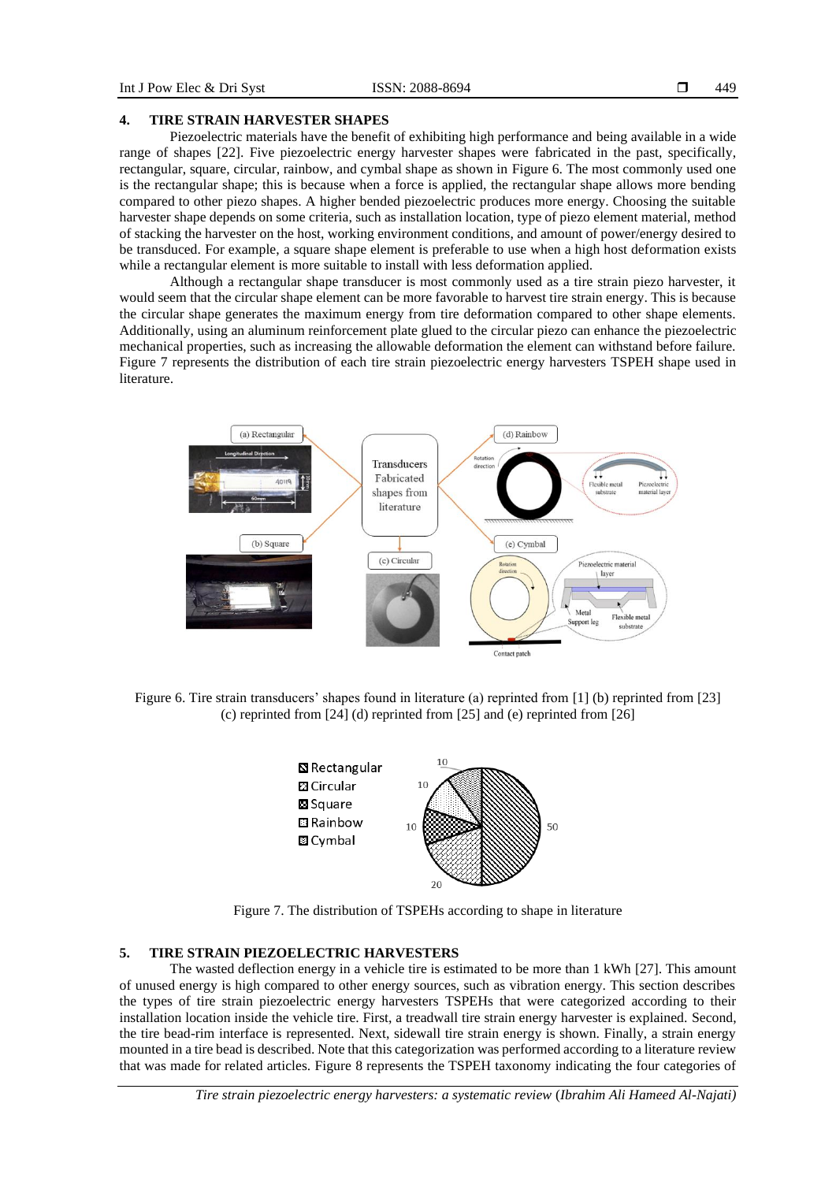## 4. TIRE STRAIN HARVESTER SHAPES

Piezoelectric materials have the benefit of exhibiting high performance and being available in a wide range of shapes [22]. Five piezoelectric energy harvester shapes were fabricated in the past, specifically, rectangular, square, circular, rainbow, and cymbal shape as shown in Figure 6. The most commonly used one is the rectangular shape; this is because when a force is applied, the rectangular shape allows more bending compared to other piezo shapes. A higher bended piezoelectric produces more energy. Choosing the suitable harvester shape depends on some criteria, such as installation location, type of piezo element material, method of stacking the harvester on the host, working environment conditions, and amount of power/energy desired to be transduced. For example, a square shape element is preferable to use when a high host deformation exists while a rectangular element is more suitable to install with less deformation applied.

Although a rectangular shape transducer is most commonly used as a tire strain piezo harvester, it would seem that the circular shape element can be more favorable to harvest tire strain energy. This is because the circular shape generates the maximum energy from tire deformation compared to other shape elements. Additionally, using an aluminum reinforcement plate glued to the circular piezo can enhance the piezoelectric mechanical properties, such as increasing the allowable deformation the element can withstand before failure. Figure 7 represents the distribution of each tire strain piezoelectric energy harvesters TSPEH shape used in literature.

Figure 6. Tire strain transducers' shapes found in literature (a) reprinted from [1] (b) reprinted from [23] (c) reprinted from [24] (d) reprinted from [25] and (e) reprinted from [26]

Figure 7. The distribution of TSPEHs according to shape in literature

## 5. TIRE STRAIN PIEZOELECTRIC HARVESTERS

The wasted deflection energy in a vehicle tire is estimated to be more than 1 kWh [27]. This amount of unused energy is high compared to other energy sources, such as vibration energy. This section describes the types of tire strain piezoelectric energy harvesters TSPEHs that were categorized according to their installation location inside the vehicle tire. First, a treadwall tire strain energy harvester is explained. Second, the tire bead-rim interface is represented. Next, sidewall tire strain energy is shown. Finally, a strain energy mounted in a tire bead is described. Note that this categorization was performed according to a literature review that was made for related articles. Figure 8 represents the TSPEH taxonomy indicating the four categories of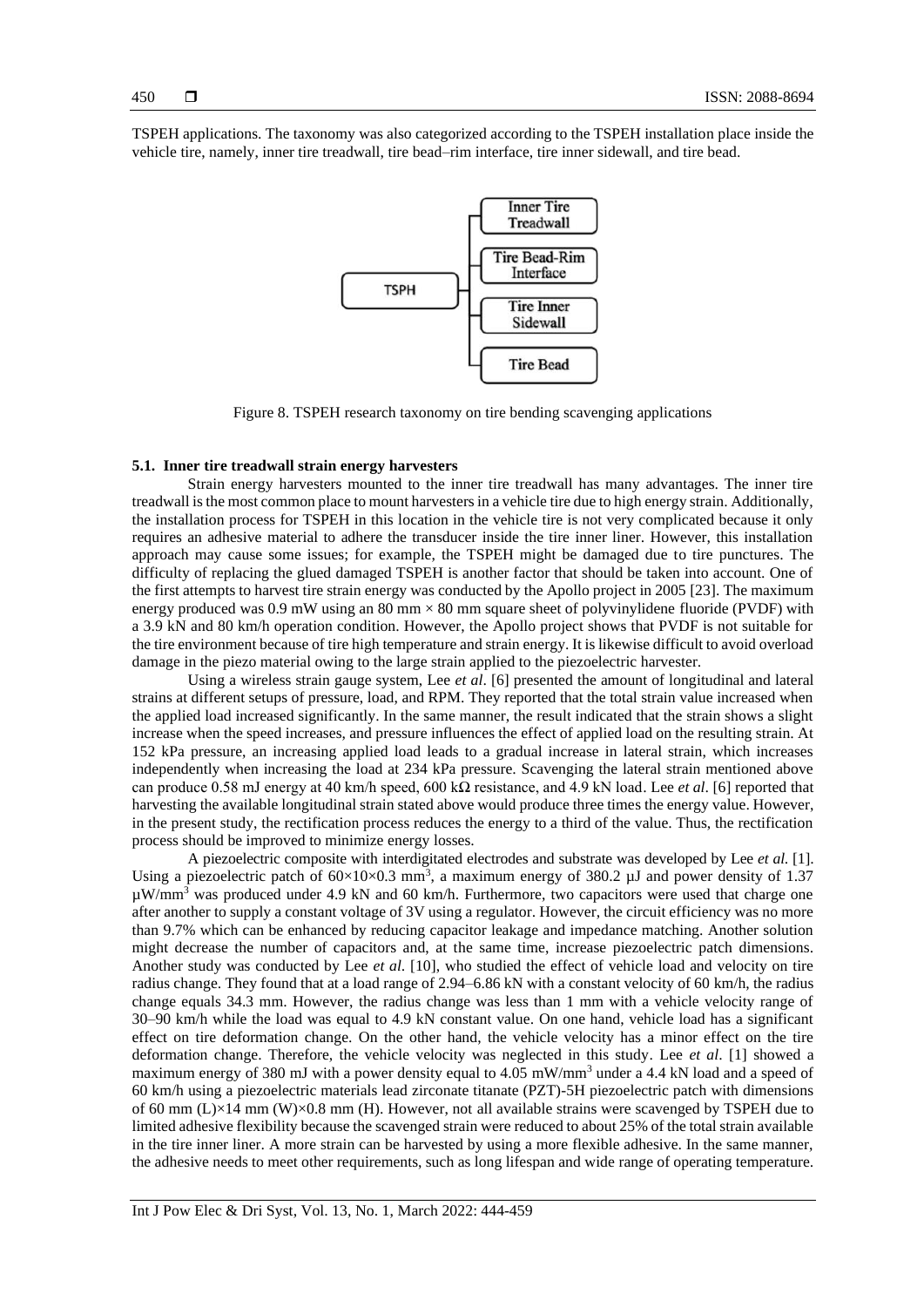TSPEH applications. The taxonomy was also categorized according to the TSPEH installation place inside the vehicle tire, namely, inner tire treadwall, tire bead–rim interface, tire inner sidewall, and tire bead.

Figure 8. TSPEH research taxonomy on tire bending scavenging applications

### 5.1. Inner tire treadwall strain energy harvesters

Strain energy harvesters mounted to the inner tire treadwall has many advantages. The inner tire treadwall is the most common place to mount harvesters in a vehicle tire due to high energy strain. Additionally, the installation process for TSPEH in this location in the vehicle tire is not very complicated because it only requires an adhesive material to adhere the transducer inside the tire inner liner. However, this installation approach may cause some issues; for example, the TSPEH might be damaged due to tire punctures. The difficulty of replacing the glued damaged TSPEH is another factor that should be taken into account. One of the first attempts to harvest tire strain energy was conducted by the Apollo project in 2005 [23]. The maximum energy produced was 0.9 mW using an 80 mm × 80 mm square sheet of polyvinylidene fluoride (PVDF) with a 3.9 kN and 80 km/h operation condition. However, the Apollo project shows that PVDF is not suitable for the tire environment because of tire high temperature and strain energy. It is likewise difficult to avoid overload damage in the piezo material owing to the large strain applied to the piezoelectric harvester.

Using a wireless strain gauge system, Lee *et al*. [6] presented the amount of longitudinal and lateral strains at different setups of pressure, load, and RPM. They reported that the total strain value increased when the applied load increased significantly. In the same manner, the result indicated that the strain shows a slight increase when the speed increases, and pressure influences the effect of applied load on the resulting strain. At 152 kPa pressure, an increasing applied load leads to a gradual increase in lateral strain, which increases independently when increasing the load at 234 kPa pressure. Scavenging the lateral strain mentioned above can produce 0.58 mJ energy at 40 km/h speed, 600 kΩ resistance, and 4.9 kN load. Lee *et al*. [6] reported that harvesting the available longitudinal strain stated above would produce three times the energy value. However, in the present study, the rectification process reduces the energy to a third of the value. Thus, the rectification process should be improved to minimize energy losses.

A piezoelectric composite with interdigitated electrodes and substrate was developed by Lee *et al.* [1]. Using a piezoelectric patch of $60\times10\times0.3$ mm$^3$, a maximum energy of 380.2 µJ and power density of 1.37 µW/mm$^3$ was produced under 4.9 kN and 60 km/h. Furthermore, two capacitors were used that charge one after another to supply a constant voltage of 3V using a regulator. However, the circuit efficiency was no more than 9.7% which can be enhanced by reducing capacitor leakage and impedance matching. Another solution might decrease the number of capacitors and, at the same time, increase piezoelectric patch dimensions. Another study was conducted by Lee *et al*. [10], who studied the effect of vehicle load and velocity on tire radius change. They found that at a load range of 2.94–6.86 kN with a constant velocity of 60 km/h, the radius change equals 34.3 mm. However, the radius change was less than 1 mm with a vehicle velocity range of 30–90 km/h while the load was equal to 4.9 kN constant value. On one hand, vehicle load has a significant effect on tire deformation change. On the other hand, the vehicle velocity has a minor effect on the tire deformation change. Therefore, the vehicle velocity was neglected in this study. Lee *et al*. [1] showed a maximum energy of 380 mJ with a power density equal to 4.05 mW/mm$^3$ under a 4.4 kN load and a speed of 60 km/h using a piezoelectric materials lead zirconate titanate (PZT)-5H piezoelectric patch with dimensions of 60 mm (L)×14 mm (W)×0.8 mm (H). However, not all available strains were scavenged by TSPEH due to limited adhesive flexibility because the scavenged strain were reduced to about 25% of the total strain available in the tire inner liner. A more strain can be harvested by using a more flexible adhesive. In the same manner, the adhesive needs to meet other requirements, such as long lifespan and wide range of operating temperature.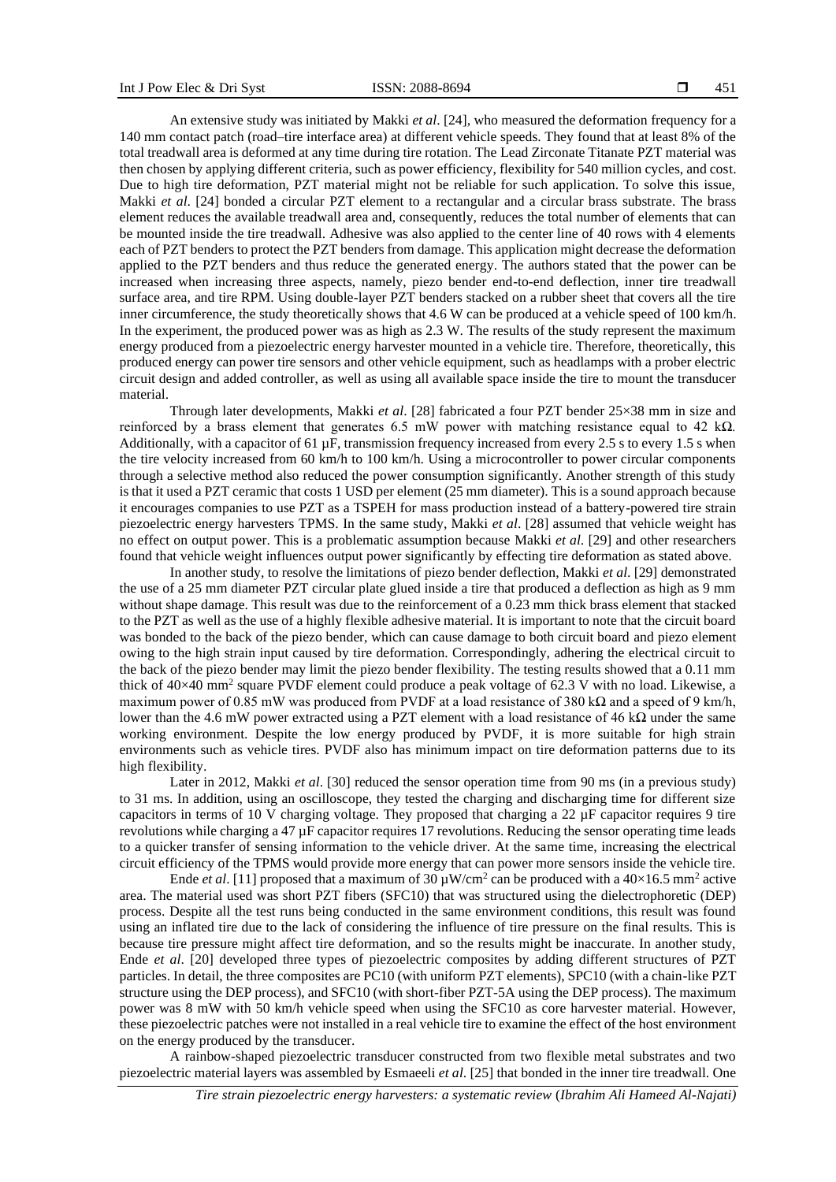An extensive study was initiated by Makki *et al*. [24], who measured the deformation frequency for a 140 mm contact patch (road–tire interface area) at different vehicle speeds. They found that at least 8% of the total treadwall area is deformed at any time during tire rotation. The Lead Zirconate Titanate PZT material was then chosen by applying different criteria, such as power efficiency, flexibility for 540 million cycles, and cost. Due to high tire deformation, PZT material might not be reliable for such application. To solve this issue, Makki *et al*. [24] bonded a circular PZT element to a rectangular and a circular brass substrate. The brass element reduces the available treadwall area and, consequently, reduces the total number of elements that can be mounted inside the tire treadwall. Adhesive was also applied to the center line of 40 rows with 4 elements each of PZT benders to protect the PZT benders from damage. This application might decrease the deformation applied to the PZT benders and thus reduce the generated energy. The authors stated that the power can be increased when increasing three aspects, namely, piezo bender end-to-end deflection, inner tire treadwall surface area, and tire RPM. Using double-layer PZT benders stacked on a rubber sheet that covers all the tire inner circumference, the study theoretically shows that 4.6 W can be produced at a vehicle speed of 100 km/h. In the experiment, the produced power was as high as 2.3 W. The results of the study represent the maximum energy produced from a piezoelectric energy harvester mounted in a vehicle tire. Therefore, theoretically, this produced energy can power tire sensors and other vehicle equipment, such as headlamps with a prober electric circuit design and added controller, as well as using all available space inside the tire to mount the transducer material.

Through later developments, Makki *et al*. [28] fabricated a four PZT bender 25×38 mm in size and reinforced by a brass element that generates 6.5 mW power with matching resistance equal to 42 kΩ. Additionally, with a capacitor of 61 µF, transmission frequency increased from every 2.5 s to every 1.5 s when the tire velocity increased from 60 km/h to 100 km/h. Using a microcontroller to power circular components through a selective method also reduced the power consumption significantly. Another strength of this study is that it used a PZT ceramic that costs 1 USD per element (25 mm diameter). This is a sound approach because it encourages companies to use PZT as a TSPEH for mass production instead of a battery-powered tire strain piezoelectric energy harvesters TPMS. In the same study, Makki *et al*. [28] assumed that vehicle weight has no effect on output power. This is a problematic assumption because Makki *et al*. [29] and other researchers found that vehicle weight influences output power significantly by effecting tire deformation as stated above.

In another study, to resolve the limitations of piezo bender deflection, Makki *et al*. [29] demonstrated the use of a 25 mm diameter PZT circular plate glued inside a tire that produced a deflection as high as 9 mm without shape damage. This result was due to the reinforcement of a 0.23 mm thick brass element that stacked to the PZT as well as the use of a highly flexible adhesive material. It is important to note that the circuit board was bonded to the back of the piezo bender, which can cause damage to both circuit board and piezo element owing to the high strain input caused by tire deformation. Correspondingly, adhering the electrical circuit to the back of the piezo bender may limit the piezo bender flexibility. The testing results showed that a 0.11 mm thick of 40×40 mm$^2$ square PVDF element could produce a peak voltage of 62.3 V with no load. Likewise, a maximum power of 0.85 mW was produced from PVDF at a load resistance of 380 kΩ and a speed of 9 km/h, lower than the 4.6 mW power extracted using a PZT element with a load resistance of 46 kΩ under the same working environment. Despite the low energy produced by PVDF, it is more suitable for high strain environments such as vehicle tires. PVDF also has minimum impact on tire deformation patterns due to its high flexibility.

Later in 2012, Makki *et al*. [30] reduced the sensor operation time from 90 ms (in a previous study) to 31 ms. In addition, using an oscilloscope, they tested the charging and discharging time for different size capacitors in terms of 10 V charging voltage. They proposed that charging a 22 µF capacitor requires 9 tire revolutions while charging a 47 µF capacitor requires 17 revolutions. Reducing the sensor operating time leads to a quicker transfer of sensing information to the vehicle driver. At the same time, increasing the electrical circuit efficiency of the TPMS would provide more energy that can power more sensors inside the vehicle tire.

Ende *et al*. [11] proposed that a maximum of 30 µW/cm$^2$ can be produced with a 40×16.5 mm$^2$ active area. The material used was short PZT fibers (SFC10) that was structured using the dielectrophoretic (DEP) process. Despite all the test runs being conducted in the same environment conditions, this result was found using an inflated tire due to the lack of considering the influence of tire pressure on the final results. This is because tire pressure might affect tire deformation, and so the results might be inaccurate. In another study, Ende *et al*. [20] developed three types of piezoelectric composites by adding different structures of PZT particles. In detail, the three composites are PC10 (with uniform PZT elements), SPC10 (with a chain-like PZT structure using the DEP process), and SFC10 (with short-fiber PZT-5A using the DEP process). The maximum power was 8 mW with 50 km/h vehicle speed when using the SFC10 as core harvester material. However, these piezoelectric patches were not installed in a real vehicle tire to examine the effect of the host environment on the energy produced by the transducer.

A rainbow-shaped piezoelectric transducer constructed from two flexible metal substrates and two piezoelectric material layers was assembled by Esmaeeli *et al*. [25] that bonded in the inner tire treadwall. One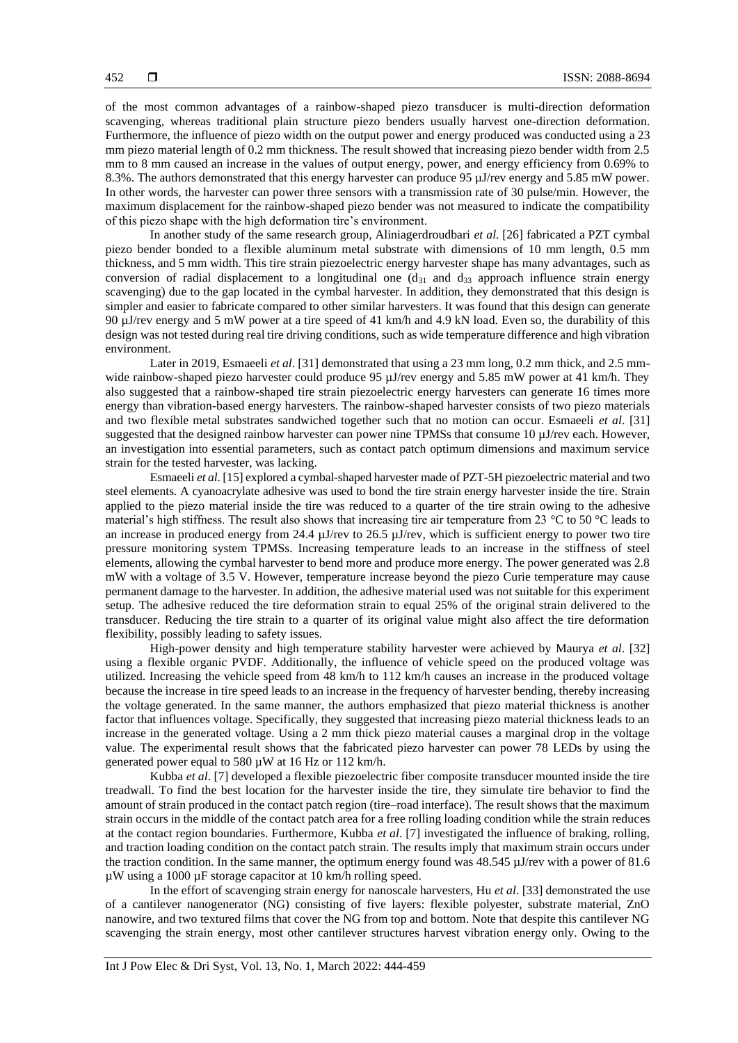of the most common advantages of a rainbow-shaped piezo transducer is multi-direction deformation scavenging, whereas traditional plain structure piezo benders usually harvest one-direction deformation. Furthermore, the influence of piezo width on the output power and energy produced was conducted using a 23 mm piezo material length of 0.2 mm thickness. The result showed that increasing piezo bender width from 2.5 mm to 8 mm caused an increase in the values of output energy, power, and energy efficiency from 0.69% to 8.3%. The authors demonstrated that this energy harvester can produce 95 µJ/rev energy and 5.85 mW power. In other words, the harvester can power three sensors with a transmission rate of 30 pulse/min. However, the maximum displacement for the rainbow-shaped piezo bender was not measured to indicate the compatibility of this piezo shape with the high deformation tire's environment.

In another study of the same research group, Aliniagerdroudbari *et al*. [26] fabricated a PZT cymbal piezo bender bonded to a flexible aluminum metal substrate with dimensions of 10 mm length, 0.5 mm thickness, and 5 mm width. This tire strain piezoelectric energy harvester shape has many advantages, such as conversion of radial displacement to a longitudinal one ($d_{31}$ and $d_{33}$ approach influence strain energy scavenging) due to the gap located in the cymbal harvester. In addition, they demonstrated that this design is simpler and easier to fabricate compared to other similar harvesters. It was found that this design can generate 90 µJ/rev energy and 5 mW power at a tire speed of 41 km/h and 4.9 kN load. Even so, the durability of this design was not tested during real tire driving conditions, such as wide temperature difference and high vibration environment.

Later in 2019, Esmaeeli *et al*. [31] demonstrated that using a 23 mm long, 0.2 mm thick, and 2.5 mm-wide rainbow-shaped piezo harvester could produce 95 µJ/rev energy and 5.85 mW power at 41 km/h. They also suggested that a rainbow-shaped tire strain piezoelectric energy harvesters can generate 16 times more energy than vibration-based energy harvesters. The rainbow-shaped harvester consists of two piezo materials and two flexible metal substrates sandwiched together such that no motion can occur. Esmaeeli *et al*. [31] suggested that the designed rainbow harvester can power nine TPMSs that consume 10 µJ/rev each. However, an investigation into essential parameters, such as contact patch optimum dimensions and maximum service strain for the tested harvester, was lacking.

Esmaeeli *et al*. [15] explored a cymbal-shaped harvester made of PZT-5H piezoelectric material and two steel elements. A cyanoacrylate adhesive was used to bond the tire strain energy harvester inside the tire. Strain applied to the piezo material inside the tire was reduced to a quarter of the tire strain owing to the adhesive material's high stiffness. The result also shows that increasing tire air temperature from 23 °C to 50 °C leads to an increase in produced energy from 24.4 µJ/rev to 26.5 µJ/rev, which is sufficient energy to power two tire pressure monitoring system TPMSs. Increasing temperature leads to an increase in the stiffness of steel elements, allowing the cymbal harvester to bend more and produce more energy. The power generated was 2.8 mW with a voltage of 3.5 V. However, temperature increase beyond the piezo Curie temperature may cause permanent damage to the harvester. In addition, the adhesive material used was not suitable for this experiment setup. The adhesive reduced the tire deformation strain to equal 25% of the original strain delivered to the transducer. Reducing the tire strain to a quarter of its original value might also affect the tire deformation flexibility, possibly leading to safety issues.

High-power density and high temperature stability harvester were achieved by Maurya *et al*. [32] using a flexible organic PVDF. Additionally, the influence of vehicle speed on the produced voltage was utilized. Increasing the vehicle speed from 48 km/h to 112 km/h causes an increase in the produced voltage because the increase in tire speed leads to an increase in the frequency of harvester bending, thereby increasing the voltage generated. In the same manner, the authors emphasized that piezo material thickness is another factor that influences voltage. Specifically, they suggested that increasing piezo material thickness leads to an increase in the generated voltage. Using a 2 mm thick piezo material causes a marginal drop in the voltage value. The experimental result shows that the fabricated piezo harvester can power 78 LEDs by using the generated power equal to 580 µW at 16 Hz or 112 km/h.

Kubba *et al*. [7] developed a flexible piezoelectric fiber composite transducer mounted inside the tire treadwall. To find the best location for the harvester inside the tire, they simulate tire behavior to find the amount of strain produced in the contact patch region (tire–road interface). The result shows that the maximum strain occurs in the middle of the contact patch area for a free rolling loading condition while the strain reduces at the contact region boundaries. Furthermore, Kubba *et al*. [7] investigated the influence of braking, rolling, and traction loading condition on the contact patch strain. The results imply that maximum strain occurs under the traction condition. In the same manner, the optimum energy found was 48.545 µJ/rev with a power of 81.6 µW using a 1000 µF storage capacitor at 10 km/h rolling speed.

In the effort of scavenging strain energy for nanoscale harvesters, Hu *et al*. [33] demonstrated the use of a cantilever nanogenerator (NG) consisting of five layers: flexible polyester, substrate material, ZnO nanowire, and two textured films that cover the NG from top and bottom. Note that despite this cantilever NG scavenging the strain energy, most other cantilever structures harvest vibration energy only. Owing to the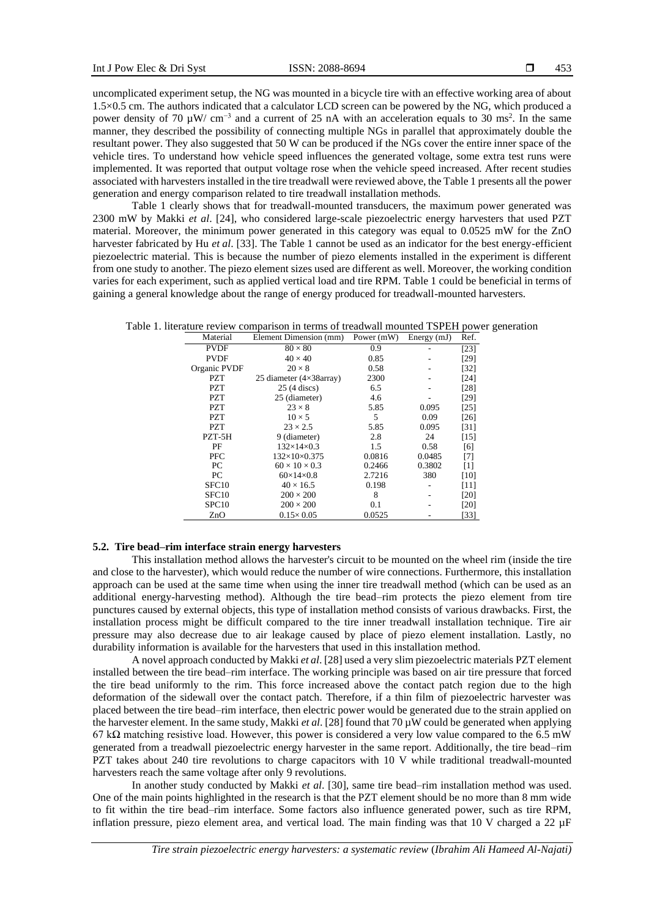uncomplicated experiment setup, the NG was mounted in a bicycle tire with an effective working area of about 1.5×0.5 cm. The authors indicated that a calculator LCD screen can be powered by the NG, which produced a power density of 70 µW/ $cm^{-3}$ and a current of 25 nA with an acceleration equals to 30 $ms^2$. In the same manner, they described the possibility of connecting multiple NGs in parallel that approximately double the resultant power. They also suggested that 50 W can be produced if the NGs cover the entire inner space of the vehicle tires. To understand how vehicle speed influences the generated voltage, some extra test runs were implemented. It was reported that output voltage rose when the vehicle speed increased. After recent studies associated with harvesters installed in the tire treadwall were reviewed above, the Table 1 presents all the power generation and energy comparison related to tire treadwall installation methods.

Table 1 clearly shows that for treadwall-mounted transducers, the maximum power generated was 2300 mW by Makki *et al*. [24], who considered large-scale piezoelectric energy harvesters that used PZT material. Moreover, the minimum power generated in this category was equal to 0.0525 mW for the ZnO harvester fabricated by Hu *et al*. [33]. The Table 1 cannot be used as an indicator for the best energy-efficient piezoelectric material. This is because the number of piezo elements installed in the experiment is different from one study to another. The piezo element sizes used are different as well. Moreover, the working condition varies for each experiment, such as applied vertical load and tire RPM. Table 1 could be beneficial in terms of gaining a general knowledge about the range of energy produced for treadwall-mounted harvesters.

Table 1. literature review comparison in terms of treadwall mounted TSPEH power generation

| Material | Element Dimension (mm) | Power (mW) | Energy (mJ) | Ref. |
|---|---|---|---|---|
| PVDF | 80 × 80 | 0.9 | - | [23] |
| PVDF | 40 × 40 | 0.85 | - | [29] |
| Organic PVDF | 20 × 8 | 0.58 | - | [32] |
| PZT | 25 diameter (4×38array) | 2300 | - | [24] |
| PZT | 25 (4 discs) | 6.5 | - | [28] |
| PZT | 25 (diameter) | 4.6 | - | [29] |
| PZT | 23 × 8 | 5.85 | 0.095 | [25] |
| PZT | 10 × 5 | 5 | 0.09 | [26] |
| PZT | 23 × 2.5 | 5.85 | 0.095 | [31] |
| PZT-5H | 9 (diameter) | 2.8 | 24 | [15] |
| PF | 132×14×0.3 | 1.5 | 0.58 | [6] |
| PFC | 132×10×0.375 | 0.0816 | 0.0485 | [7] |
| PC | 60 × 10 × 0.3 | 0.2466 | 0.3802 | [1] |
| PC | 60×14×0.8 | 2.7216 | 380 | [10] |
| SFC10 | 40 × 16.5 | 0.198 | - | [11] |
| SFC10 | 200 × 200 | 8 | - | [20] |
| SPC10 | 200 × 200 | 0.1 | - | [20] |
| ZnO | 0.15× 0.05 | 0.0525 | - | [33] |

### 5.2. Tire bead–rim interface strain energy harvesters

This installation method allows the harvester's circuit to be mounted on the wheel rim (inside the tire and close to the harvester), which would reduce the number of wire connections. Furthermore, this installation approach can be used at the same time when using the inner tire treadwall method (which can be used as an additional energy-harvesting method). Although the tire bead–rim protects the piezo element from tire punctures caused by external objects, this type of installation method consists of various drawbacks. First, the installation process might be difficult compared to the tire inner treadwall installation technique. Tire air pressure may also decrease due to air leakage caused by place of piezo element installation. Lastly, no durability information is available for the harvesters that used in this installation method.

A novel approach conducted by Makki *et al*. [28] used a very slim piezoelectric materials PZT element installed between the tire bead–rim interface. The working principle was based on air tire pressure that forced the tire bead uniformly to the rim. This force increased above the contact patch region due to the high deformation of the sidewall over the contact patch. Therefore, if a thin film of piezoelectric harvester was placed between the tire bead–rim interface, then electric power would be generated due to the strain applied on the harvester element. In the same study, Makki *et al*. [28] found that 70 µW could be generated when applying 67 kΩ matching resistive load. However, this power is considered a very low value compared to the 6.5 mW generated from a treadwall piezoelectric energy harvester in the same report. Additionally, the tire bead–rim PZT takes about 240 tire revolutions to charge capacitors with 10 V while traditional treadwall-mounted harvesters reach the same voltage after only 9 revolutions.

In another study conducted by Makki *et al*. [30], same tire bead–rim installation method was used. One of the main points highlighted in the research is that the PZT element should be no more than 8 mm wide to fit within the tire bead–rim interface. Some factors also influence generated power, such as tire RPM, inflation pressure, piezo element area, and vertical load. The main finding was that 10 V charged a 22 µF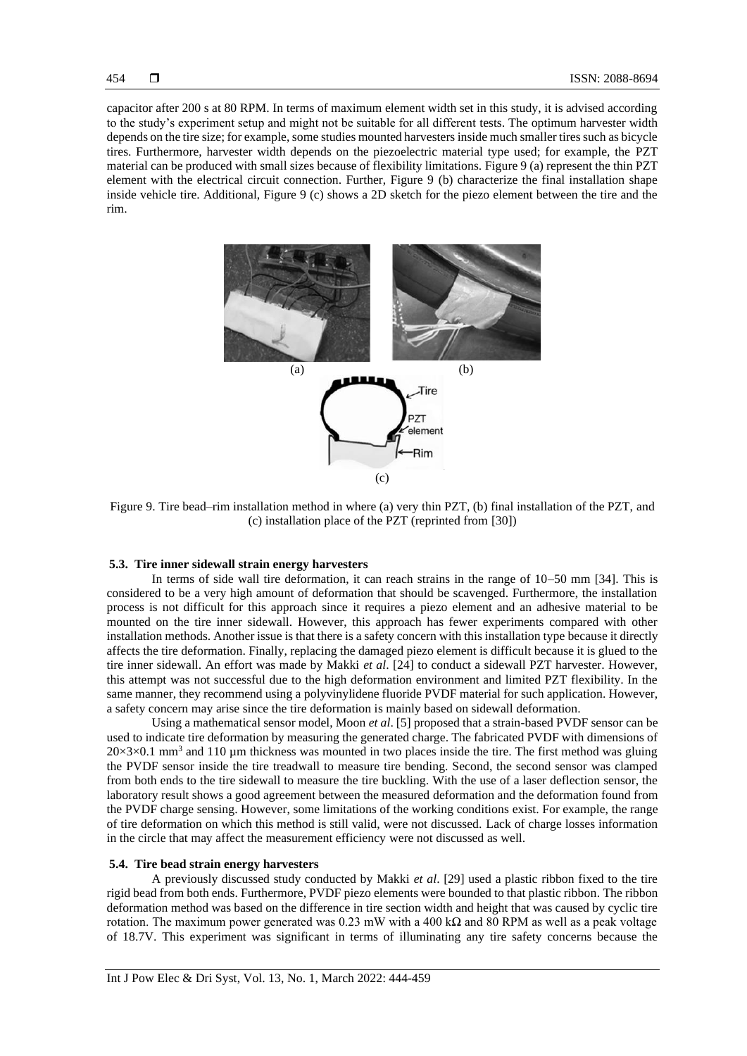capacitor after 200 s at 80 RPM. In terms of maximum element width set in this study, it is advised according to the study's experiment setup and might not be suitable for all different tests. The optimum harvester width depends on the tire size; for example, some studies mounted harvesters inside much smaller tires such as bicycle tires. Furthermore, harvester width depends on the piezoelectric material type used; for example, the PZT material can be produced with small sizes because of flexibility limitations. Figure 9 (a) represent the thin PZT element with the electrical circuit connection. Further, Figure 9 (b) characterize the final installation shape inside vehicle tire. Additional, Figure 9 (c) shows a 2D sketch for the piezo element between the tire and the rim.

Figure 9. Tire bead–rim installation method in where (a) very thin PZT, (b) final installation of the PZT, and (c) installation place of the PZT (reprinted from [30])

### 5.3. Tire inner sidewall strain energy harvesters

In terms of side wall tire deformation, it can reach strains in the range of 10–50 mm [34]. This is considered to be a very high amount of deformation that should be scavenged. Furthermore, the installation process is not difficult for this approach since it requires a piezo element and an adhesive material to be mounted on the tire inner sidewall. However, this approach has fewer experiments compared with other installation methods. Another issue is that there is a safety concern with this installation type because it directly affects the tire deformation. Finally, replacing the damaged piezo element is difficult because it is glued to the tire inner sidewall. An effort was made by Makki *et al*. [24] to conduct a sidewall PZT harvester. However, this attempt was not successful due to the high deformation environment and limited PZT flexibility. In the same manner, they recommend using a polyvinylidene fluoride PVDF material for such application. However, a safety concern may arise since the tire deformation is mainly based on sidewall deformation.

Using a mathematical sensor model, Moon *et al*. [5] proposed that a strain-based PVDF sensor can be used to indicate tire deformation by measuring the generated charge. The fabricated PVDF with dimensions of $20\times3\times0.1$ mm$^3$ and 110 µm thickness was mounted in two places inside the tire. The first method was gluing the PVDF sensor inside the tire treadwall to measure tire bending. Second, the second sensor was clamped from both ends to the tire sidewall to measure the tire buckling. With the use of a laser deflection sensor, the laboratory result shows a good agreement between the measured deformation and the deformation found from the PVDF charge sensing. However, some limitations of the working conditions exist. For example, the range of tire deformation on which this method is still valid, were not discussed. Lack of charge losses information in the circle that may affect the measurement efficiency were not discussed as well.

### 5.4. Tire bead strain energy harvesters

A previously discussed study conducted by Makki *et al*. [29] used a plastic ribbon fixed to the tire rigid bead from both ends. Furthermore, PVDF piezo elements were bounded to that plastic ribbon. The ribbon deformation method was based on the difference in tire section width and height that was caused by cyclic tire rotation. The maximum power generated was 0.23 mW with a 400 kΩ and 80 RPM as well as a peak voltage of 18.7V. This experiment was significant in terms of illuminating any tire safety concerns because the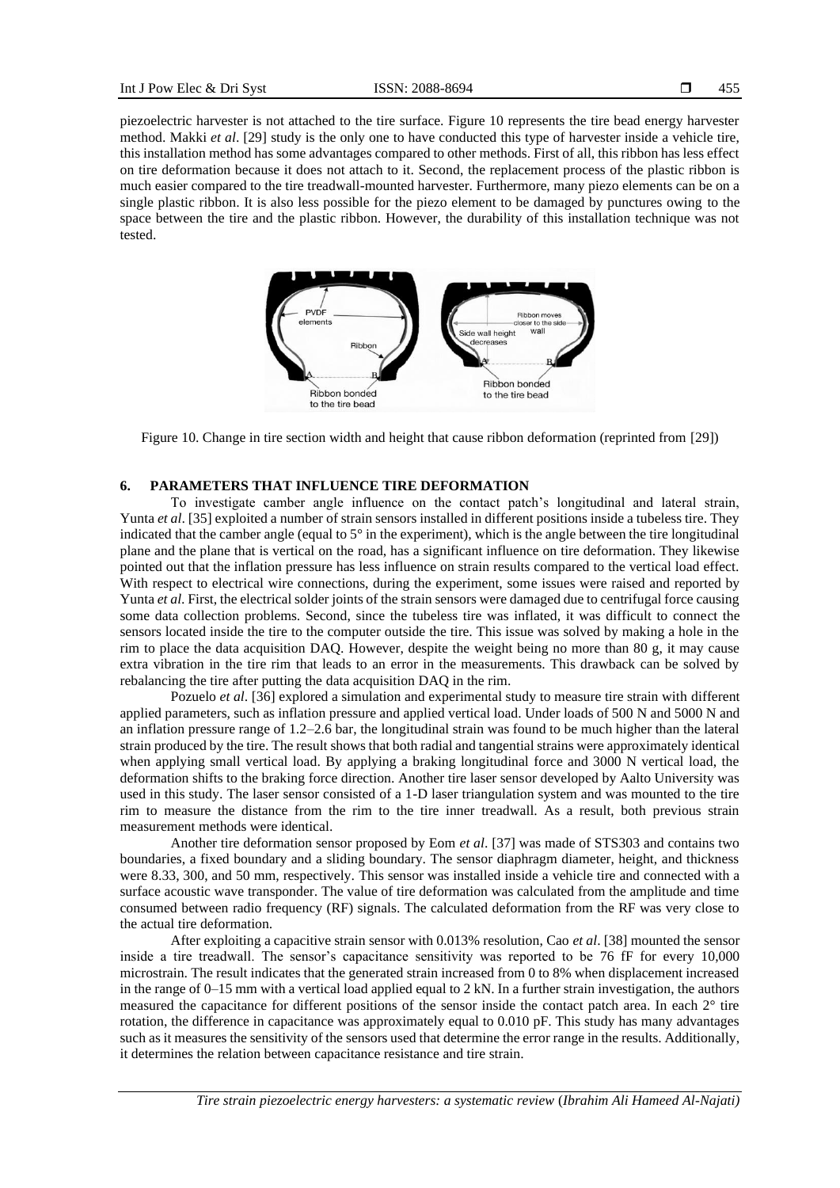piezoelectric harvester is not attached to the tire surface. Figure 10 represents the tire bead energy harvester method. Makki *et al*. [29] study is the only one to have conducted this type of harvester inside a vehicle tire, this installation method has some advantages compared to other methods. First of all, this ribbon has less effect on tire deformation because it does not attach to it. Second, the replacement process of the plastic ribbon is much easier compared to the tire treadwall-mounted harvester. Furthermore, many piezo elements can be on a single plastic ribbon. It is also less possible for the piezo element to be damaged by punctures owing to the space between the tire and the plastic ribbon. However, the durability of this installation technique was not tested.

Figure 10. Change in tire section width and height that cause ribbon deformation (reprinted from [29])

## 6. PARAMETERS THAT INFLUENCE TIRE DEFORMATION

To investigate camber angle influence on the contact patch's longitudinal and lateral strain, Yunta *et al*. [35] exploited a number of strain sensors installed in different positions inside a tubeless tire. They indicated that the camber angle (equal to 5° in the experiment), which is the angle between the tire longitudinal plane and the plane that is vertical on the road, has a significant influence on tire deformation. They likewise pointed out that the inflation pressure has less influence on strain results compared to the vertical load effect. With respect to electrical wire connections, during the experiment, some issues were raised and reported by Yunta *et al*. First, the electrical solder joints of the strain sensors were damaged due to centrifugal force causing some data collection problems. Second, since the tubeless tire was inflated, it was difficult to connect the sensors located inside the tire to the computer outside the tire. This issue was solved by making a hole in the rim to place the data acquisition DAQ. However, despite the weight being no more than 80 g, it may cause extra vibration in the tire rim that leads to an error in the measurements. This drawback can be solved by rebalancing the tire after putting the data acquisition DAQ in the rim.

Pozuelo *et al*. [36] explored a simulation and experimental study to measure tire strain with different applied parameters, such as inflation pressure and applied vertical load. Under loads of 500 N and 5000 N and an inflation pressure range of 1.2–2.6 bar, the longitudinal strain was found to be much higher than the lateral strain produced by the tire. The result shows that both radial and tangential strains were approximately identical when applying small vertical load. By applying a braking longitudinal force and 3000 N vertical load, the deformation shifts to the braking force direction. Another tire laser sensor developed by Aalto University was used in this study. The laser sensor consisted of a 1-D laser triangulation system and was mounted to the tire rim to measure the distance from the rim to the tire inner treadwall. As a result, both previous strain measurement methods were identical.

Another tire deformation sensor proposed by Eom *et al*. [37] was made of STS303 and contains two boundaries, a fixed boundary and a sliding boundary. The sensor diaphragm diameter, height, and thickness were 8.33, 300, and 50 mm, respectively. This sensor was installed inside a vehicle tire and connected with a surface acoustic wave transponder. The value of tire deformation was calculated from the amplitude and time consumed between radio frequency (RF) signals. The calculated deformation from the RF was very close to the actual tire deformation.

After exploiting a capacitive strain sensor with 0.013% resolution, Cao *et al*. [38] mounted the sensor inside a tire treadwall. The sensor's capacitance sensitivity was reported to be 76 fF for every 10,000 microstrain. The result indicates that the generated strain increased from 0 to 8% when displacement increased in the range of 0–15 mm with a vertical load applied equal to 2 kN. In a further strain investigation, the authors measured the capacitance for different positions of the sensor inside the contact patch area. In each 2° tire rotation, the difference in capacitance was approximately equal to 0.010 pF. This study has many advantages such as it measures the sensitivity of the sensors used that determine the error range in the results. Additionally, it determines the relation between capacitance resistance and tire strain.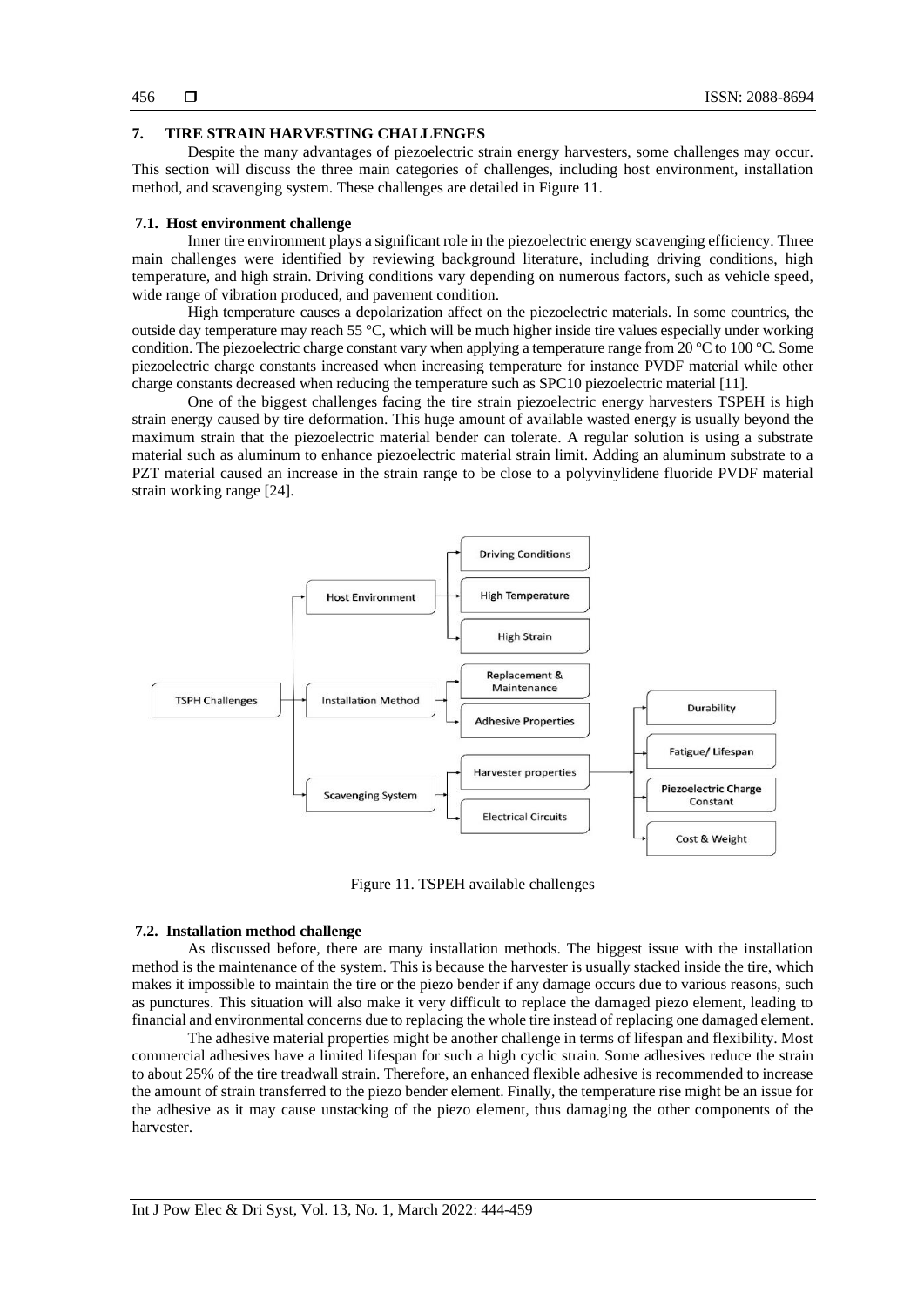## 7. TIRE STRAIN HARVESTING CHALLENGES

Despite the many advantages of piezoelectric strain energy harvesters, some challenges may occur. This section will discuss the three main categories of challenges, including host environment, installation method, and scavenging system. These challenges are detailed in Figure 11.

### 7.1. Host environment challenge

Inner tire environment plays a significant role in the piezoelectric energy scavenging efficiency. Three main challenges were identified by reviewing background literature, including driving conditions, high temperature, and high strain. Driving conditions vary depending on numerous factors, such as vehicle speed, wide range of vibration produced, and pavement condition.

High temperature causes a depolarization affect on the piezoelectric materials. In some countries, the outside day temperature may reach 55 °C, which will be much higher inside tire values especially under working condition. The piezoelectric charge constant vary when applying a temperature range from 20 °C to 100 °C. Some piezoelectric charge constants increased when increasing temperature for instance PVDF material while other charge constants decreased when reducing the temperature such as SPC10 piezoelectric material [11].

One of the biggest challenges facing the tire strain piezoelectric energy harvesters TSPEH is high strain energy caused by tire deformation. This huge amount of available wasted energy is usually beyond the maximum strain that the piezoelectric material bender can tolerate. A regular solution is using a substrate material such as aluminum to enhance piezoelectric material strain limit. Adding an aluminum substrate to a PZT material caused an increase in the strain range to be close to a polyvinylidene fluoride PVDF material strain working range [24].

Figure 11. TSPEH available challenges

### 7.2. Installation method challenge

As discussed before, there are many installation methods. The biggest issue with the installation method is the maintenance of the system. This is because the harvester is usually stacked inside the tire, which makes it impossible to maintain the tire or the piezo bender if any damage occurs due to various reasons, such as punctures. This situation will also make it very difficult to replace the damaged piezo element, leading to financial and environmental concerns due to replacing the whole tire instead of replacing one damaged element.

The adhesive material properties might be another challenge in terms of lifespan and flexibility. Most commercial adhesives have a limited lifespan for such a high cyclic strain. Some adhesives reduce the strain to about 25% of the tire treadwall strain. Therefore, an enhanced flexible adhesive is recommended to increase the amount of strain transferred to the piezo bender element. Finally, the temperature rise might be an issue for the adhesive as it may cause unstacking of the piezo element, thus damaging the other components of the harvester.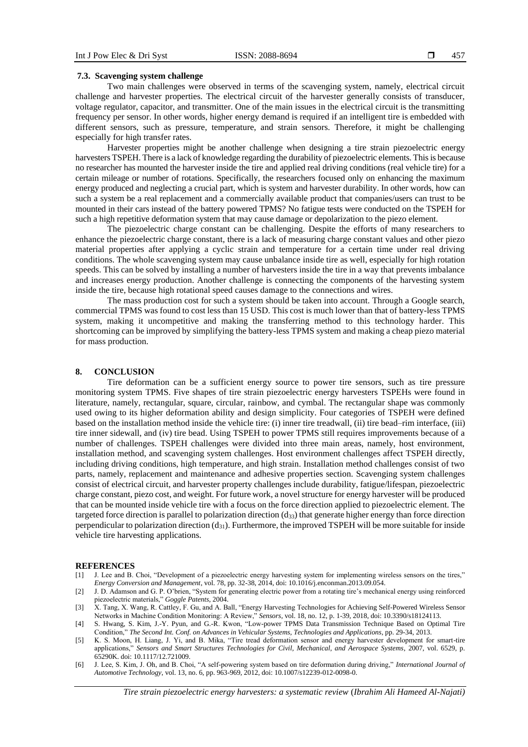### 7.3. Scavenging system challenge

Two main challenges were observed in terms of the scavenging system, namely, electrical circuit challenge and harvester properties. The electrical circuit of the harvester generally consists of transducer, voltage regulator, capacitor, and transmitter. One of the main issues in the electrical circuit is the transmitting frequency per sensor. In other words, higher energy demand is required if an intelligent tire is embedded with different sensors, such as pressure, temperature, and strain sensors. Therefore, it might be challenging especially for high transfer rates.

Harvester properties might be another challenge when designing a tire strain piezoelectric energy harvesters TSPEH. There is a lack of knowledge regarding the durability of piezoelectric elements. This is because no researcher has mounted the harvester inside the tire and applied real driving conditions (real vehicle tire) for a certain mileage or number of rotations. Specifically, the researchers focused only on enhancing the maximum energy produced and neglecting a crucial part, which is system and harvester durability. In other words, how can such a system be a real replacement and a commercially available product that companies/users can trust to be mounted in their cars instead of the battery powered TPMS? No fatigue tests were conducted on the TSPEH for such a high repetitive deformation system that may cause damage or depolarization to the piezo element.

The piezoelectric charge constant can be challenging. Despite the efforts of many researchers to enhance the piezoelectric charge constant, there is a lack of measuring charge constant values and other piezo material properties after applying a cyclic strain and temperature for a certain time under real driving conditions. The whole scavenging system may cause unbalance inside tire as well, especially for high rotation speeds. This can be solved by installing a number of harvesters inside the tire in a way that prevents imbalance and increases energy production. Another challenge is connecting the components of the harvesting system inside the tire, because high rotational speed causes damage to the connections and wires.

The mass production cost for such a system should be taken into account. Through a Google search, commercial TPMS was found to cost less than 15 USD. This cost is much lower than that of battery-less TPMS system, making it uncompetitive and making the transferring method to this technology harder. This shortcoming can be improved by simplifying the battery-less TPMS system and making a cheap piezo material for mass production.

## 8. CONCLUSION

Tire deformation can be a sufficient energy source to power tire sensors, such as tire pressure monitoring system TPMS. Five shapes of tire strain piezoelectric energy harvesters TSPEHs were found in literature, namely, rectangular, square, circular, rainbow, and cymbal. The rectangular shape was commonly used owing to its higher deformation ability and design simplicity. Four categories of TSPEH were defined based on the installation method inside the vehicle tire: (i) inner tire treadwall, (ii) tire bead–rim interface, (iii) tire inner sidewall, and (iv) tire bead. Using TSPEH to power TPMS still requires improvements because of a number of challenges. TSPEH challenges were divided into three main areas, namely, host environment, installation method, and scavenging system challenges. Host environment challenges affect TSPEH directly, including driving conditions, high temperature, and high strain. Installation method challenges consist of two parts, namely, replacement and maintenance and adhesive properties section. Scavenging system challenges consist of electrical circuit, and harvester property challenges include durability, fatigue/lifespan, piezoelectric charge constant, piezo cost, and weight. For future work, a novel structure for energy harvester will be produced that can be mounted inside vehicle tire with a focus on the force direction applied to piezoelectric element. The targeted force direction is parallel to polarization direction ($d_{33}$) that generate higher energy than force direction perpendicular to polarization direction ($d_{31}$). Furthermore, the improved TSPEH will be more suitable for inside vehicle tire harvesting applications.

## REFERENCES

[1] J. Lee and B. Choi, "Development of a piezoelectric energy harvesting system for implementing wireless sensors on the tires," *Energy Conversion and Management*, vol. 78, pp. 32-38, 2014, doi: 10.1016/j.enconman.2013.09.054.

[2] J. D. Adamson and G. P. O'brien, "System for generating electric power from a rotating tire's mechanical energy using reinforced piezoelectric materials," *Goggle Patents*, 2004.

[3] X. Tang, X. Wang, R. Cattley, F. Gu, and A. Ball, "Energy Harvesting Technologies for Achieving Self-Powered Wireless Sensor Networks in Machine Condition Monitoring: A Review," *Sensors*, vol. 18, no. 12, p. 1-39, 2018, doi: 10.3390/s18124113.

[4] S. Hwang, S. Kim, J.-Y. Pyun, and G.-R. Kwon, "Low-power TPMS Data Transmission Technique Based on Optimal Tire Condition," *The Second Int. Conf. on Advances in Vehicular Systems, Technologies and Applications*, pp. 29-34, 2013.

[5] K. S. Moon, H. Liang, J. Yi, and B. Mika, "Tire tread deformation sensor and energy harvester development for smart-tire applications," *Sensors and Smart Structures Technologies for Civil, Mechanical, and Aerospace Systems*, 2007, vol. 6529, p. 65290K. doi: 10.1117/12.721009.

[6] J. Lee, S. Kim, J. Oh, and B. Choi, "A self-powering system based on tire deformation during driving," *International Journal of Automotive Technology*, vol. 13, no. 6, pp. 963-969, 2012, doi: 10.1007/s12239-012-0098-0.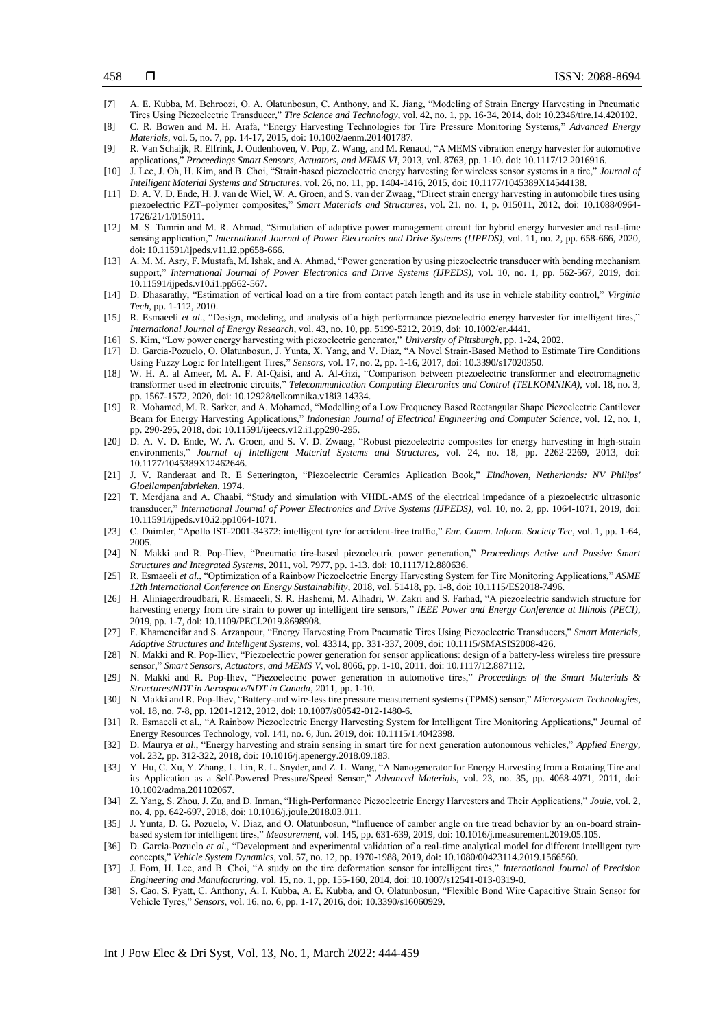[7] A. E. Kubba, M. Behroozi, O. A. Olatunbosun, C. Anthony, and K. Jiang, "Modeling of Strain Energy Harvesting in Pneumatic Tires Using Piezoelectric Transducer," *Tire Science and Technology*, vol. 42, no. 1, pp. 16-34, 2014, doi: 10.2346/tire.14.420102.

[8] C. R. Bowen and M. H. Arafa, "Energy Harvesting Technologies for Tire Pressure Monitoring Systems," *Advanced Energy Materials*, vol. 5, no. 7, pp. 14-17, 2015, doi: 10.1002/aenm.201401787.

[9] R. Van Schaijk, R. Elfrink, J. Oudenhoven, V. Pop, Z. Wang, and M. Renaud, "A MEMS vibration energy harvester for automotive applications," *Proceedings Smart Sensors, Actuators, and MEMS VI*, 2013, vol. 8763, pp. 1-10. doi: 10.1117/12.2016916.

[10] J. Lee, J. Oh, H. Kim, and B. Choi, "Strain-based piezoelectric energy harvesting for wireless sensor systems in a tire," *Journal of Intelligent Material Systems and Structures*, vol. 26, no. 11, pp. 1404-1416, 2015, doi: 10.1177/1045389X14544138.

[11] D. A. V. D. Ende, H. J. van de Wiel, W. A. Groen, and S. van der Zwaag, "Direct strain energy harvesting in automobile tires using piezoelectric PZT–polymer composites," *Smart Materials and Structures*, vol. 21, no. 1, p. 015011, 2012, doi: 10.1088/0964-1726/21/1/015011.

[12] M. S. Tamrin and M. R. Ahmad, "Simulation of adaptive power management circuit for hybrid energy harvester and real-time sensing application," *International Journal of Power Electronics and Drive Systems (IJPEDS)*, vol. 11, no. 2, pp. 658-666, 2020, doi: 10.11591/ijpeds.v11.i2.pp658-666.

[13] A. M. M. Asry, F. Mustafa, M. Ishak, and A. Ahmad, "Power generation by using piezoelectric transducer with bending mechanism support," *International Journal of Power Electronics and Drive Systems (IJPEDS)*, vol. 10, no. 1, pp. 562-567, 2019, doi: 10.11591/ijpeds.v10.i1.pp562-567.

[14] D. Dhasarathy, "Estimation of vertical load on a tire from contact patch length and its use in vehicle stability control," *Virginia Tech*, pp. 1-112, 2010.

[15] R. Esmaeeli *et al*., "Design, modeling, and analysis of a high performance piezoelectric energy harvester for intelligent tires," *International Journal of Energy Research*, vol. 43, no. 10, pp. 5199-5212, 2019, doi: 10.1002/er.4441.

[16] S. Kim, "Low power energy harvesting with piezoelectric generator," *University of Pittsburgh*, pp. 1-24, 2002.

[17] D. Garcia-Pozuelo, O. Olatunbosun, J. Yunta, X. Yang, and V. Diaz, "A Novel Strain-Based Method to Estimate Tire Conditions Using Fuzzy Logic for Intelligent Tires," *Sensors*, vol. 17, no. 2, pp. 1-16, 2017, doi: 10.3390/s17020350.

[18] W. H. A. al Ameer, M. A. F. Al-Qaisi, and A. Al-Gizi, "Comparison between piezoelectric transformer and electromagnetic transformer used in electronic circuits," *Telecommunication Computing Electronics and Control (TELKOMNIKA)*, vol. 18, no. 3, pp. 1567-1572, 2020, doi: 10.12928/telkomnika.v18i3.14334.

[19] R. Mohamed, M. R. Sarker, and A. Mohamed, "Modelling of a Low Frequency Based Rectangular Shape Piezoelectric Cantilever Beam for Energy Harvesting Applications," *Indonesian Journal of Electrical Engineering and Computer Science*, vol. 12, no. 1, pp. 290-295, 2018, doi: 10.11591/ijeecs.v12.i1.pp290-295.

[20] D. A. V. D. Ende, W. A. Groen, and S. V. D. Zwaag, "Robust piezoelectric composites for energy harvesting in high-strain environments," *Journal of Intelligent Material Systems and Structures*, vol. 24, no. 18, pp. 2262-2269, 2013, doi: 10.1177/1045389X12462646.

[21] J. V. Randeraat and R. E Setterington, "Piezoelectric Ceramics Aplication Book," *Eindhoven, Netherlands: NV Philips' Gloeilampenfabrieken*, 1974.

[22] T. Merdjana and A. Chaabi, "Study and simulation with VHDL-AMS of the electrical impedance of a piezoelectric ultrasonic transducer," *International Journal of Power Electronics and Drive Systems (IJPEDS)*, vol. 10, no. 2, pp. 1064-1071, 2019, doi: 10.11591/ijpeds.v10.i2.pp1064-1071.

[23] C. Daimler, "Apollo IST-2001-34372: intelligent tyre for accident-free traffic," *Eur. Comm. Inform. Society Tec*, vol. 1, pp. 1-64, 2005.

[24] N. Makki and R. Pop-Iliev, "Pneumatic tire-based piezoelectric power generation," *Proceedings Active and Passive Smart Structures and Integrated Systems*, 2011, vol. 7977, pp. 1-13. doi: 10.1117/12.880636.

[25] R. Esmaeeli *et al*., "Optimization of a Rainbow Piezoelectric Energy Harvesting System for Tire Monitoring Applications," *ASME 12th International Conference on Energy Sustainability*, 2018, vol. 51418, pp. 1-8, doi: 10.1115/ES2018-7496.

[26] H. Aliniagerdroudbari, R. Esmaeeli, S. R. Hashemi, M. Alhadri, W. Zakri and S. Farhad, "A piezoelectric sandwich structure for harvesting energy from tire strain to power up intelligent tire sensors," *IEEE Power and Energy Conference at Illinois (PECI)*, 2019, pp. 1-7, doi: 10.1109/PECI.2019.8698908.

[27] F. Khameneifar and S. Arzanpour, "Energy Harvesting From Pneumatic Tires Using Piezoelectric Transducers," *Smart Materials, Adaptive Structures and Intelligent Systems*, vol. 43314, pp. 331-337, 2009, doi: 10.1115/SMASIS2008-426.

[28] N. Makki and R. Pop-Iliev, "Piezoelectric power generation for sensor applications: design of a battery-less wireless tire pressure sensor," *Smart Sensors, Actuators, and MEMS V*, vol. 8066, pp. 1-10, 2011, doi: 10.1117/12.887112.

[29] N. Makki and R. Pop-Iliev, "Piezoelectric power generation in automotive tires," *Proceedings of the Smart Materials & Structures/NDT in Aerospace/NDT in Canada*, 2011, pp. 1-10.

[30] N. Makki and R. Pop-Iliev, "Battery-and wire-less tire pressure measurement systems (TPMS) sensor," *Microsystem Technologies*, vol. 18, no. 7-8, pp. 1201-1212, 2012, doi: 10.1007/s00542-012-1480-6.

[31] R. Esmaeeli et al., "A Rainbow Piezoelectric Energy Harvesting System for Intelligent Tire Monitoring Applications," Journal of Energy Resources Technology, vol. 141, no. 6, Jun. 2019, doi: 10.1115/1.4042398.

[32] D. Maurya *et al*., "Energy harvesting and strain sensing in smart tire for next generation autonomous vehicles," *Applied Energy*, vol. 232, pp. 312-322, 2018, doi: 10.1016/j.apenergy.2018.09.183.

[33] Y. Hu, C. Xu, Y. Zhang, L. Lin, R. L. Snyder, and Z. L. Wang, "A Nanogenerator for Energy Harvesting from a Rotating Tire and its Application as a Self-Powered Pressure/Speed Sensor," *Advanced Materials*, vol. 23, no. 35, pp. 4068-4071, 2011, doi: 10.1002/adma.201102067.

[34] Z. Yang, S. Zhou, J. Zu, and D. Inman, "High-Performance Piezoelectric Energy Harvesters and Their Applications," *Joule*, vol. 2, no. 4, pp. 642-697, 2018, doi: 10.1016/j.joule.2018.03.011.

[35] J. Yunta, D. G. Pozuelo, V. Diaz, and O. Olatunbosun, "Influence of camber angle on tire tread behavior by an on-board strain-based system for intelligent tires," *Measurement*, vol. 145, pp. 631-639, 2019, doi: 10.1016/j.measurement.2019.05.105.

[36] D. Garcia-Pozuelo *et al*., "Development and experimental validation of a real-time analytical model for different intelligent tyre concepts," *Vehicle System Dynamics*, vol. 57, no. 12, pp. 1970-1988, 2019, doi: 10.1080/00423114.2019.1566560.

[37] J. Eom, H. Lee, and B. Choi, "A study on the tire deformation sensor for intelligent tires," *International Journal of Precision Engineering and Manufacturing*, vol. 15, no. 1, pp. 155-160, 2014, doi: 10.1007/s12541-013-0319-0.

[38] S. Cao, S. Pyatt, C. Anthony, A. I. Kubba, A. E. Kubba, and O. Olatunbosun, "Flexible Bond Wire Capacitive Strain Sensor for Vehicle Tyres," *Sensors*, vol. 16, no. 6, pp. 1-17, 2016, doi: 10.3390/s16060929.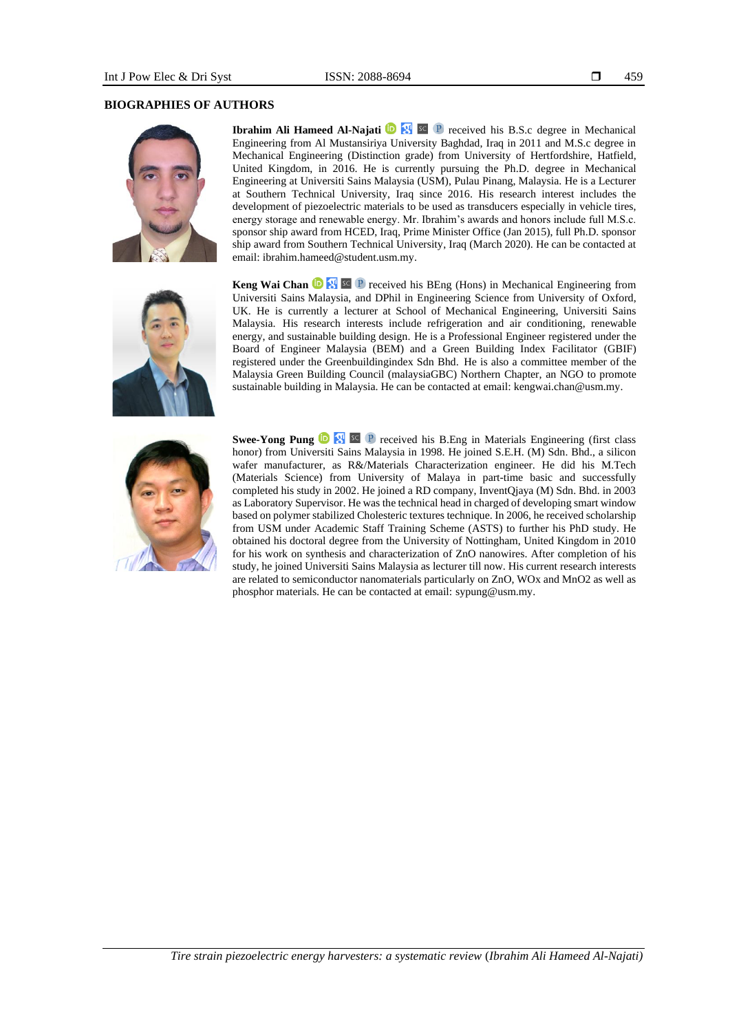## BIOGRAPHIES OF AUTHORS

**Ibrahim Ali Hameed Al-Najati** received his B.S.c degree in Mechanical Engineering from Al Mustansiriya University Baghdad, Iraq in 2011 and M.S.c degree in Mechanical Engineering (Distinction grade) from University of Hertfordshire, Hatfield, United Kingdom, in 2016. He is currently pursuing the Ph.D. degree in Mechanical Engineering at Universiti Sains Malaysia (USM), Pulau Pinang, Malaysia. He is a Lecturer at Southern Technical University, Iraq since 2016. His research interest includes the development of piezoelectric materials to be used as transducers especially in vehicle tires, energy storage and renewable energy. Mr. Ibrahim's awards and honors include full M.S.c. sponsor ship award from HCED, Iraq, Prime Minister Office (Jan 2015), full Ph.D. sponsor ship award from Southern Technical University, Iraq (March 2020). He can be contacted at email: ibrahim.hameed@student.usm.my.

**Keng Wai Chan** received his BEng (Hons) in Mechanical Engineering from Universiti Sains Malaysia, and DPhil in Engineering Science from University of Oxford, UK. He is currently a lecturer at School of Mechanical Engineering, Universiti Sains Malaysia. His research interests include refrigeration and air conditioning, renewable energy, and sustainable building design. He is a Professional Engineer registered under the Board of Engineer Malaysia (BEM) and a Green Building Index Facilitator (GBIF) registered under the Greenbuildingindex Sdn Bhd. He is also a committee member of the Malaysia Green Building Council (malaysiaGBC) Northern Chapter, an NGO to promote sustainable building in Malaysia. He can be contacted at email: kengwai.chan@usm.my.

**Swee-Yong Pung** received his B.Eng in Materials Engineering (first class honor) from Universiti Sains Malaysia in 1998. He joined S.E.H. (M) Sdn. Bhd., a silicon wafer manufacturer, as R&/Materials Characterization engineer. He did his M.Tech (Materials Science) from University of Malaya in part-time basic and successfully completed his study in 2002. He joined a RD company, InventQjaya (M) Sdn. Bhd. in 2003 as Laboratory Supervisor. He was the technical head in charged of developing smart window based on polymer stabilized Cholesteric textures technique. In 2006, he received scholarship from USM under Academic Staff Training Scheme (ASTS) to further his PhD study. He obtained his doctoral degree from the University of Nottingham, United Kingdom in 2010 for his work on synthesis and characterization of ZnO nanowires. After completion of his study, he joined Universiti Sains Malaysia as lecturer till now. His current research interests are related to semiconductor nanomaterials particularly on ZnO, WOx and MnO2 as well as phosphor materials. He can be contacted at email: sypung@usm.my.